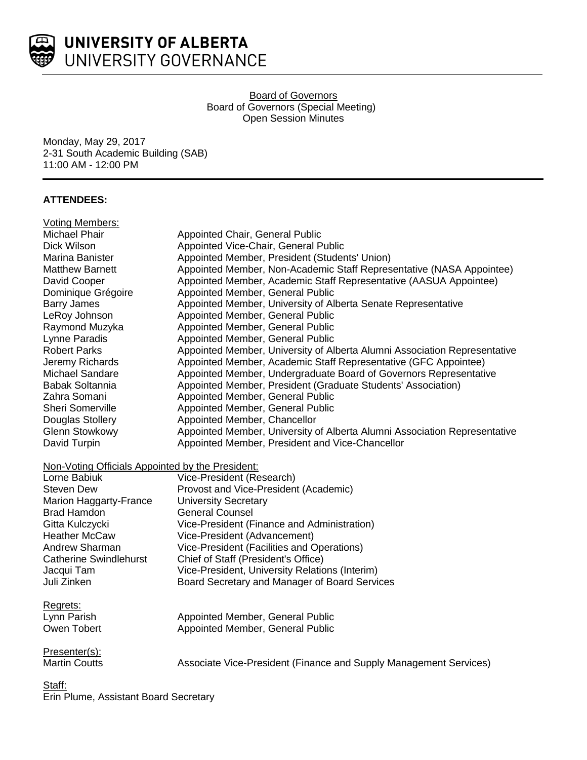**UNIVERSITY OF ALBERTA**
UNIVERSITY GOVERNANCE

Board of Governors
Board of Governors (Special Meeting)
Open Session Minutes

Monday, May 29, 2017
2-31 South Academic Building (SAB)
11:00 AM - 12:00 PM

**ATTENDEES:**

Voting Members:

| | |
|---|---|
| Michael Phair | Appointed Chair, General Public |
| Dick Wilson | Appointed Vice-Chair, General Public |
| Marina Banister | Appointed Member, President (Students' Union) |
| Matthew Barnett | Appointed Member, Non-Academic Staff Representative (NASA Appointee) |
| David Cooper | Appointed Member, Academic Staff Representative (AASUA Appointee) |
| Dominique Grégoire | Appointed Member, General Public |
| Barry James | Appointed Member, University of Alberta Senate Representative |
| LeRoy Johnson | Appointed Member, General Public |
| Raymond Muzyka | Appointed Member, General Public |
| Lynne Paradis | Appointed Member, General Public |
| Robert Parks | Appointed Member, University of Alberta Alumni Association Representative |
| Jeremy Richards | Appointed Member, Academic Staff Representative (GFC Appointee) |
| Michael Sandare | Appointed Member, Undergraduate Board of Governors Representative |
| Babak Soltannia | Appointed Member, President (Graduate Students' Association) |
| Zahra Somani | Appointed Member, General Public |
| Sheri Somerville | Appointed Member, General Public |
| Douglas Stollery | Appointed Member, Chancellor |
| Glenn Stowkowy | Appointed Member, University of Alberta Alumni Association Representative |
| David Turpin | Appointed Member, President and Vice-Chancellor |

Non-Voting Officials Appointed by the President:

| | |
|---|---|
| Lorne Babiuk | Vice-President (Research) |
| Steven Dew | Provost and Vice-President (Academic) |
| Marion Haggarty-France | University Secretary |
| Brad Hamdon | General Counsel |
| Gitta Kulczycki | Vice-President (Finance and Administration) |
| Heather McCaw | Vice-President (Advancement) |
| Andrew Sharman | Vice-President (Facilities and Operations) |
| Catherine Swindlehurst | Chief of Staff (President's Office) |
| Jacqui Tam | Vice-President, University Relations (Interim) |
| Juli Zinken | Board Secretary and Manager of Board Services |

Regrets:

| | |
|---|---|
| Lynn Parish | Appointed Member, General Public |
| Owen Tobert | Appointed Member, General Public |

Presenter(s):

| | |
|---|---|
| Martin Coutts | Associate Vice-President (Finance and Supply Management Services) |

Staff:
Erin Plume, Assistant Board Secretary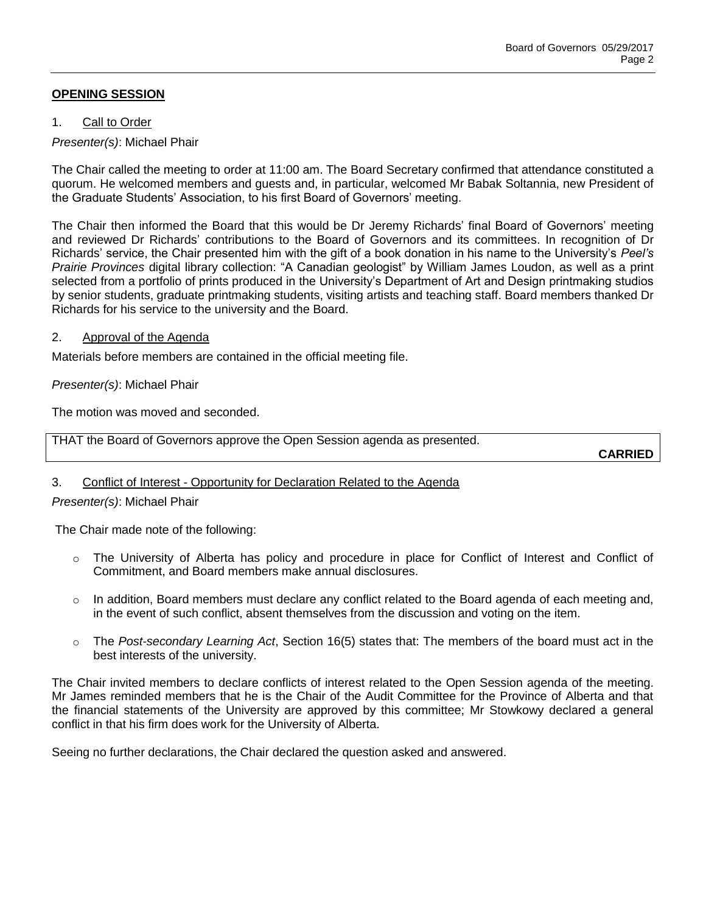## OPENING SESSION

### 1. Call to Order

*Presenter(s)*: Michael Phair

The Chair called the meeting to order at 11:00 am. The Board Secretary confirmed that attendance constituted a quorum. He welcomed members and guests and, in particular, welcomed Mr Babak Soltannia, new President of the Graduate Students' Association, to his first Board of Governors' meeting.

The Chair then informed the Board that this would be Dr Jeremy Richards' final Board of Governors' meeting and reviewed Dr Richards' contributions to the Board of Governors and its committees. In recognition of Dr Richards' service, the Chair presented him with the gift of a book donation in his name to the University's *Peel's Prairie Provinces* digital library collection: "A Canadian geologist" by William James Loudon, as well as a print selected from a portfolio of prints produced in the University's Department of Art and Design printmaking studios by senior students, graduate printmaking students, visiting artists and teaching staff. Board members thanked Dr Richards for his service to the university and the Board.

### 2. Approval of the Agenda

Materials before members are contained in the official meeting file.

*Presenter(s)*: Michael Phair

The motion was moved and seconded.

THAT the Board of Governors approve the Open Session agenda as presented.

**CARRIED**

### 3. Conflict of Interest - Opportunity for Declaration Related to the Agenda

*Presenter(s)*: Michael Phair

The Chair made note of the following:

- The University of Alberta has policy and procedure in place for Conflict of Interest and Conflict of Commitment, and Board members make annual disclosures.
- In addition, Board members must declare any conflict related to the Board agenda of each meeting and, in the event of such conflict, absent themselves from the discussion and voting on the item.
- The *Post-secondary Learning Act*, Section 16(5) states that: The members of the board must act in the best interests of the university.

The Chair invited members to declare conflicts of interest related to the Open Session agenda of the meeting. Mr James reminded members that he is the Chair of the Audit Committee for the Province of Alberta and that the financial statements of the University are approved by this committee; Mr Stowkowy declared a general conflict in that his firm does work for the University of Alberta.

Seeing no further declarations, the Chair declared the question asked and answered.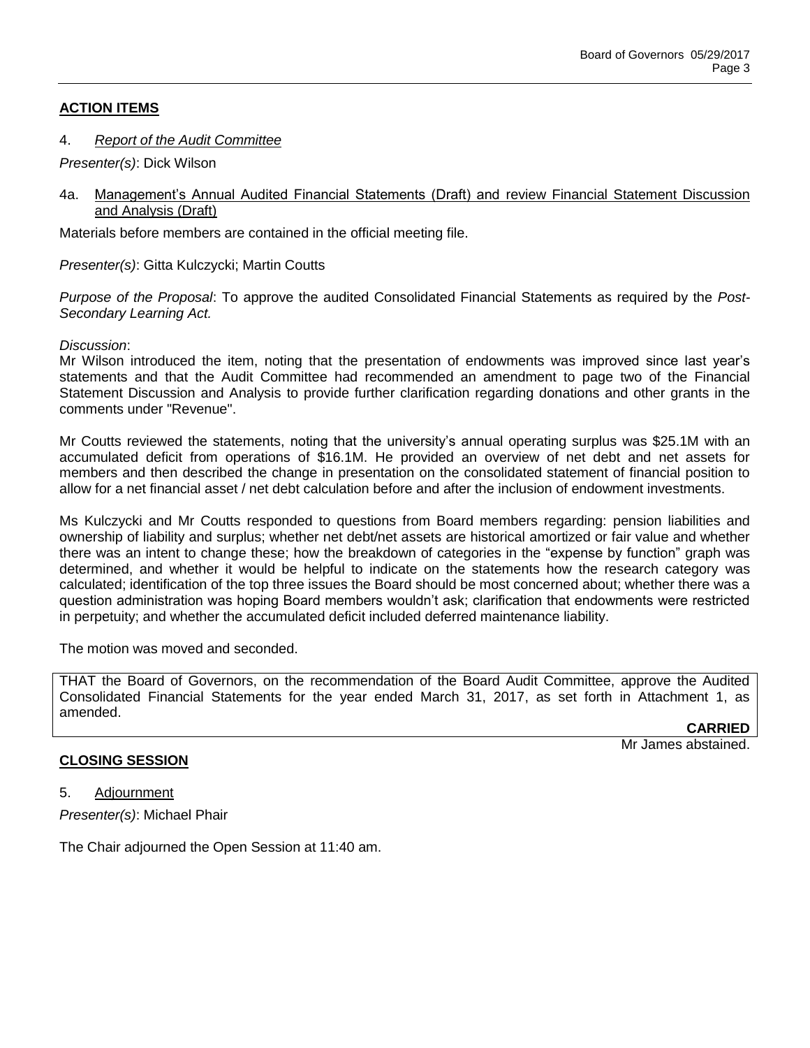## ACTION ITEMS

4. *Report of the Audit Committee*

*Presenter(s)*: Dick Wilson

4a. Management's Annual Audited Financial Statements (Draft) and review Financial Statement Discussion and Analysis (Draft)

Materials before members are contained in the official meeting file.

*Presenter(s)*: Gitta Kulczycki; Martin Coutts

*Purpose of the Proposal*: To approve the audited Consolidated Financial Statements as required by the *Post-Secondary Learning Act.*

*Discussion*:

Mr Wilson introduced the item, noting that the presentation of endowments was improved since last year's statements and that the Audit Committee had recommended an amendment to page two of the Financial Statement Discussion and Analysis to provide further clarification regarding donations and other grants in the comments under "Revenue".

Mr Coutts reviewed the statements, noting that the university's annual operating surplus was $25.1M with an accumulated deficit from operations of $16.1M. He provided an overview of net debt and net assets for members and then described the change in presentation on the consolidated statement of financial position to allow for a net financial asset / net debt calculation before and after the inclusion of endowment investments.

Ms Kulczycki and Mr Coutts responded to questions from Board members regarding: pension liabilities and ownership of liability and surplus; whether net debt/net assets are historical amortized or fair value and whether there was an intent to change these; how the breakdown of categories in the "expense by function" graph was determined, and whether it would be helpful to indicate on the statements how the research category was calculated; identification of the top three issues the Board should be most concerned about; whether there was a question administration was hoping Board members wouldn't ask; clarification that endowments were restricted in perpetuity; and whether the accumulated deficit included deferred maintenance liability.

The motion was moved and seconded.

THAT the Board of Governors, on the recommendation of the Board Audit Committee, approve the Audited Consolidated Financial Statements for the year ended March 31, 2017, as set forth in Attachment 1, as amended.

**CARRIED**

Mr James abstained.

## CLOSING SESSION

5. Adjournment

*Presenter(s)*: Michael Phair

The Chair adjourned the Open Session at 11:40 am.